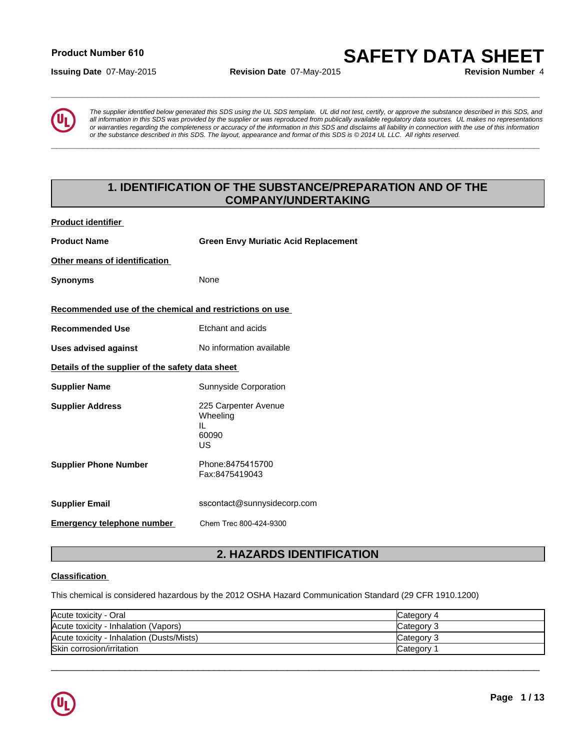**Product Number 610**

# SAFETY DATA SHEET

**Issuing Date** 07-May-2015 **Revision Date** 07-May-2015 **Revision Number** 4

*The supplier identified below generated this SDS using the UL SDS template. UL did not test, certify, or approve the substance described in this SDS, and all information in this SDS was provided by the supplier or was reproduced from publically available regulatory data sources. UL makes no representations or warranties regarding the completeness or accuracy of the information in this SDS and disclaims all liability in connection with the use of this information or the substance described in this SDS. The layout, appearance and format of this SDS is © 2014 UL LLC. All rights reserved.*

## 1. IDENTIFICATION OF THE SUBSTANCE/PREPARATION AND OF THE COMPANY/UNDERTAKING

**Product identifier**

**Product Name** **Green Envy Muriatic Acid Replacement**

**Other means of identification**

**Synonyms** None

**Recommended use of the chemical and restrictions on use**

**Recommended Use** Etchant and acids

**Uses advised against** No information available

**Details of the supplier of the safety data sheet**

**Supplier Name** Sunnyside Corporation

**Supplier Address** 225 Carpenter Avenue
Wheeling
IL
60090
US

**Supplier Phone Number** Phone:8475415700
Fax:8475419043

**Supplier Email** sscontact@sunnysidecorp.com

**Emergency telephone number** Chem Trec 800-424-9300

## 2. HAZARDS IDENTIFICATION

**Classification**

This chemical is considered hazardous by the 2012 OSHA Hazard Communication Standard (29 CFR 1910.1200)

| Hazard | Category |
|---|---|
| Acute toxicity - Oral | Category 4 |
| Acute toxicity - Inhalation (Vapors) | Category 3 |
| Acute toxicity - Inhalation (Dusts/Mists) | Category 3 |
| Skin corrosion/irritation | Category 1 |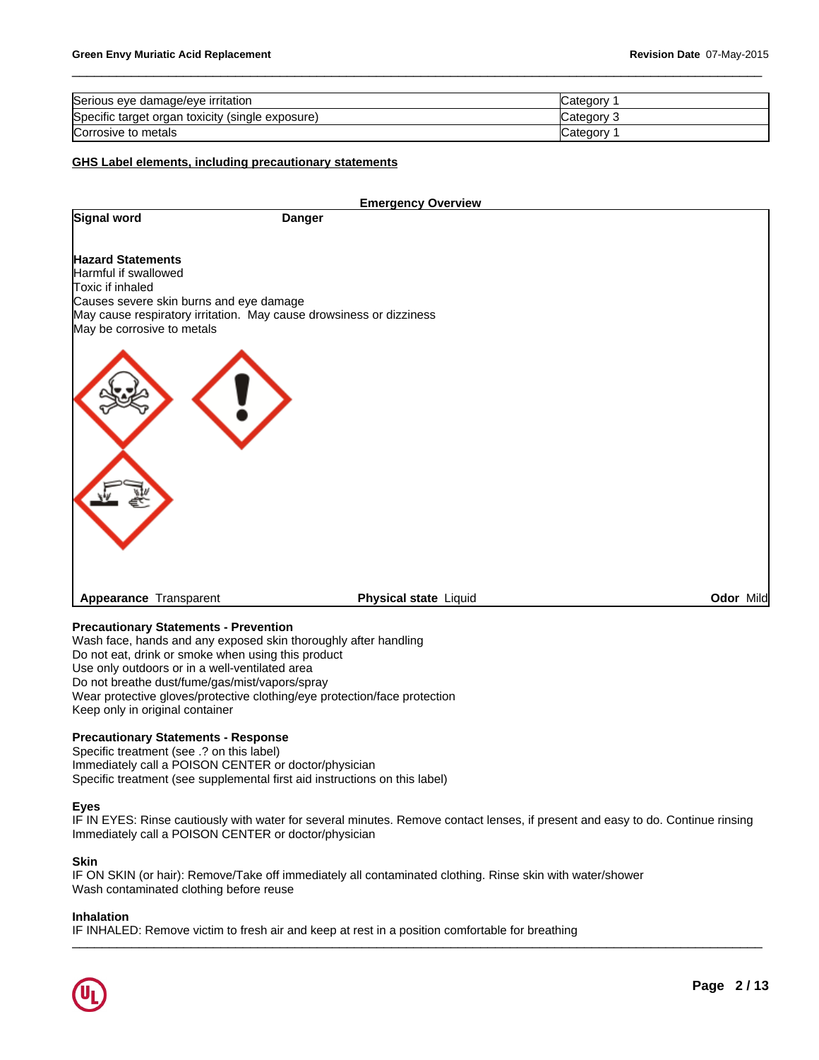| | |
|---|---|
| Serious eye damage/eye irritation | Category 1 |
| Specific target organ toxicity (single exposure) | Category 3 |
| Corrosive to metals | Category 1 |

## GHS Label elements, including precautionary statements

**Emergency Overview**

**Signal word** **Danger**

**Hazard Statements**
Harmful if swallowed
Toxic if inhaled
Causes severe skin burns and eye damage
May cause respiratory irritation. May cause drowsiness or dizziness
May be corrosive to metals

**Appearance** Transparent **Physical state** Liquid **Odor** Mild

**Precautionary Statements - Prevention**
Wash face, hands and any exposed skin thoroughly after handling
Do not eat, drink or smoke when using this product
Use only outdoors or in a well-ventilated area
Do not breathe dust/fume/gas/mist/vapors/spray
Wear protective gloves/protective clothing/eye protection/face protection
Keep only in original container

**Precautionary Statements - Response**
Specific treatment (see .? on this label)
Immediately call a POISON CENTER or doctor/physician
Specific treatment (see supplemental first aid instructions on this label)

**Eyes**
IF IN EYES: Rinse cautiously with water for several minutes. Remove contact lenses, if present and easy to do. Continue rinsing
Immediately call a POISON CENTER or doctor/physician

**Skin**
IF ON SKIN (or hair): Remove/Take off immediately all contaminated clothing. Rinse skin with water/shower
Wash contaminated clothing before reuse

**Inhalation**
IF INHALED: Remove victim to fresh air and keep at rest in a position comfortable for breathing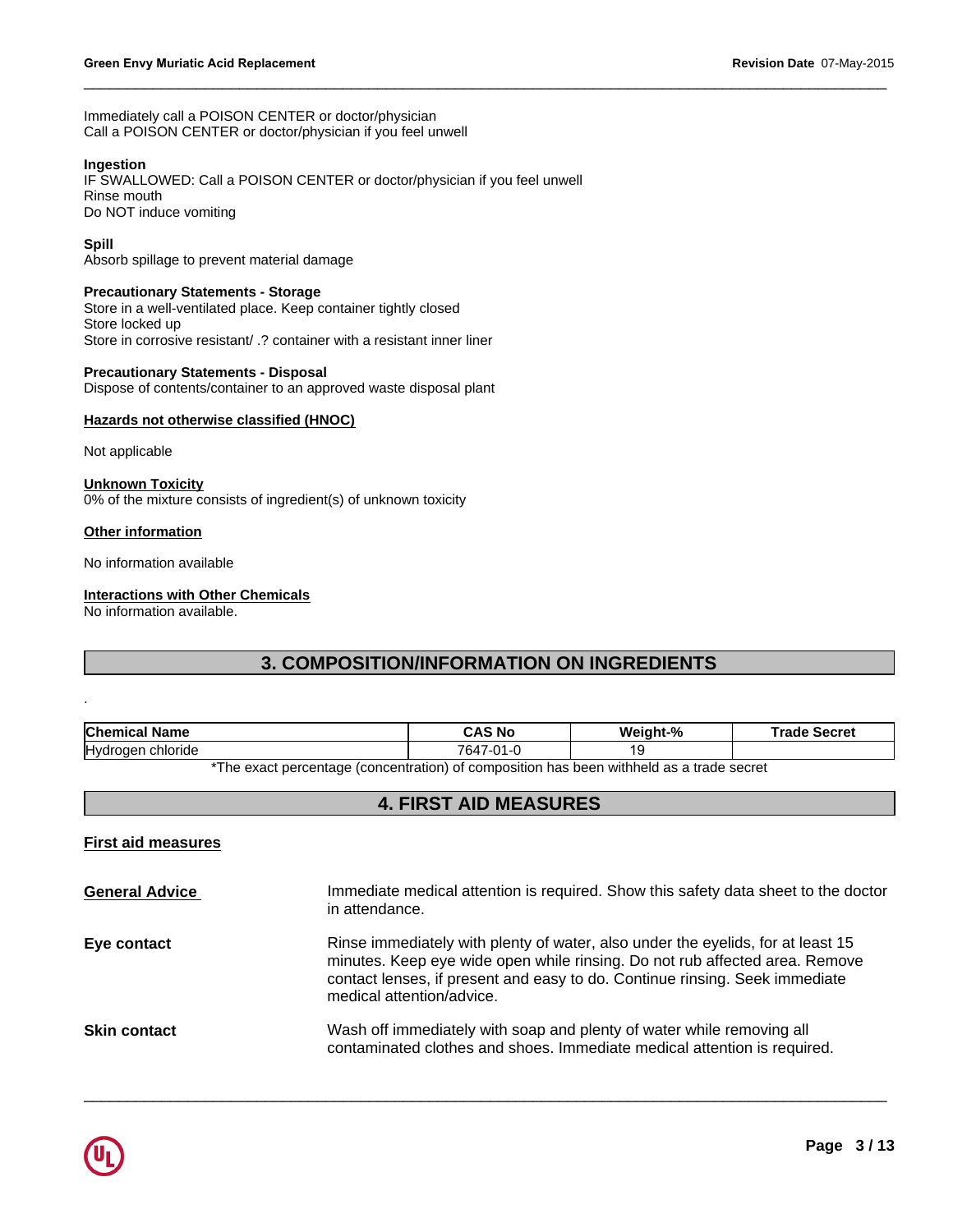Immediately call a POISON CENTER or doctor/physician
Call a POISON CENTER or doctor/physician if you feel unwell

**Ingestion**
IF SWALLOWED: Call a POISON CENTER or doctor/physician if you feel unwell
Rinse mouth
Do NOT induce vomiting

**Spill**
Absorb spillage to prevent material damage

**Precautionary Statements - Storage**
Store in a well-ventilated place. Keep container tightly closed
Store locked up
Store in corrosive resistant/ .? container with a resistant inner liner

**Precautionary Statements - Disposal**
Dispose of contents/container to an approved waste disposal plant

**Hazards not otherwise classified (HNOC)**

Not applicable

**Unknown Toxicity**
0% of the mixture consists of ingredient(s) of unknown toxicity

**Other information**

No information available

**Interactions with Other Chemicals**
No information available.

## 3. COMPOSITION/INFORMATION ON INGREDIENTS

.

| Chemical Name | CAS No | Weight-% | Trade Secret |
|---|---|---|---|
| Hydrogen chloride | 7647-01-0 | 19 | |

*The exact percentage (concentration) of composition has been withheld as a trade secret

## 4. FIRST AID MEASURES

**First aid measures**

**General Advice** Immediate medical attention is required. Show this safety data sheet to the doctor in attendance.

**Eye contact** Rinse immediately with plenty of water, also under the eyelids, for at least 15 minutes. Keep eye wide open while rinsing. Do not rub affected area. Remove contact lenses, if present and easy to do. Continue rinsing. Seek immediate medical attention/advice.

**Skin contact** Wash off immediately with soap and plenty of water while removing all contaminated clothes and shoes. Immediate medical attention is required.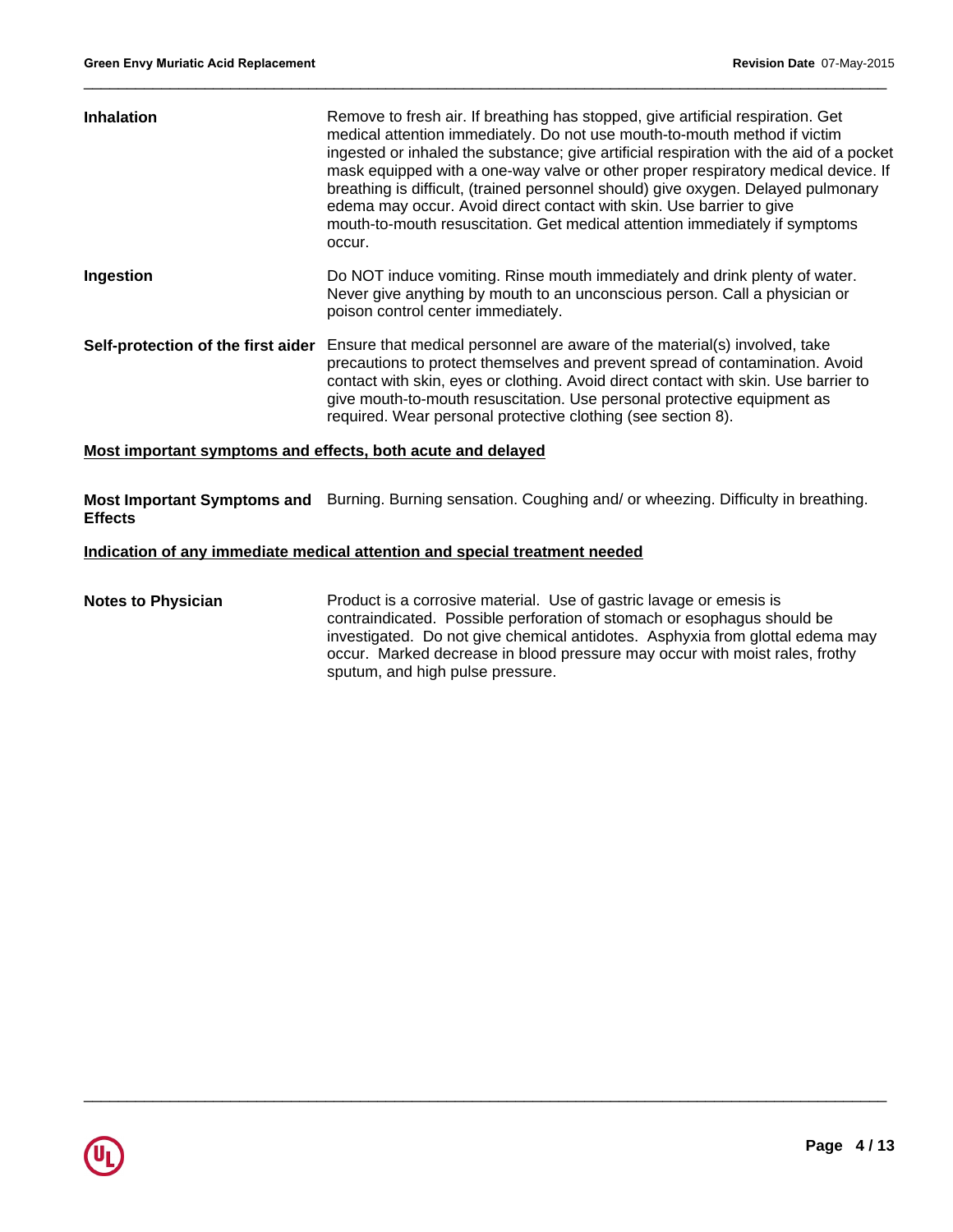**Inhalation** Remove to fresh air. If breathing has stopped, give artificial respiration. Get medical attention immediately. Do not use mouth-to-mouth method if victim ingested or inhaled the substance; give artificial respiration with the aid of a pocket mask equipped with a one-way valve or other proper respiratory medical device. If breathing is difficult, (trained personnel should) give oxygen. Delayed pulmonary edema may occur. Avoid direct contact with skin. Use barrier to give mouth-to-mouth resuscitation. Get medical attention immediately if symptoms occur.

**Ingestion** Do NOT induce vomiting. Rinse mouth immediately and drink plenty of water. Never give anything by mouth to an unconscious person. Call a physician or poison control center immediately.

**Self-protection of the first aider** Ensure that medical personnel are aware of the material(s) involved, take precautions to protect themselves and prevent spread of contamination. Avoid contact with skin, eyes or clothing. Avoid direct contact with skin. Use barrier to give mouth-to-mouth resuscitation. Use personal protective equipment as required. Wear personal protective clothing (see section 8).

**Most important symptoms and effects, both acute and delayed**

**Most Important Symptoms and Effects** Burning. Burning sensation. Coughing and/ or wheezing. Difficulty in breathing.

**Indication of any immediate medical attention and special treatment needed**

**Notes to Physician** Product is a corrosive material. Use of gastric lavage or emesis is contraindicated. Possible perforation of stomach or esophagus should be investigated. Do not give chemical antidotes. Asphyxia from glottal edema may occur. Marked decrease in blood pressure may occur with moist rales, frothy sputum, and high pulse pressure.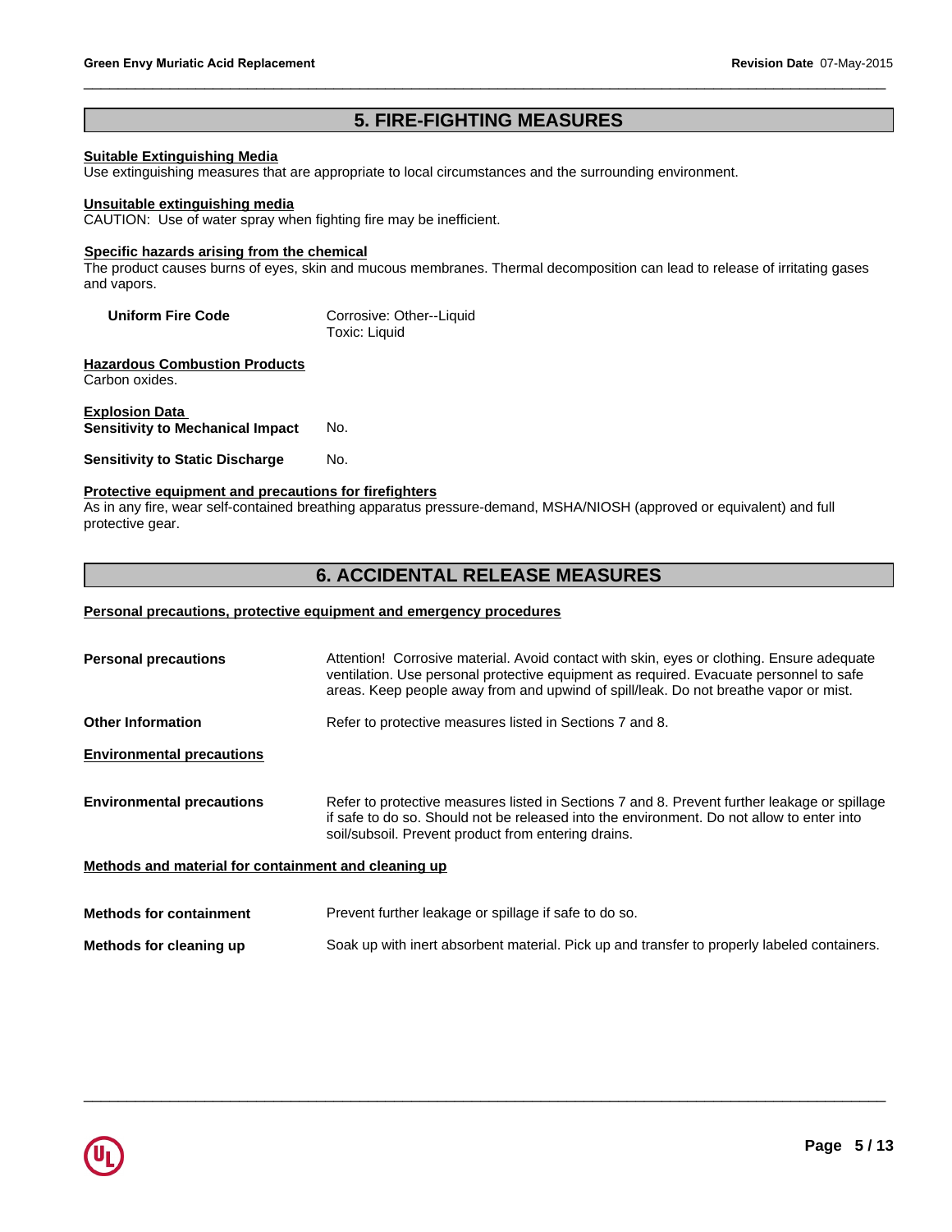## 5. FIRE-FIGHTING MEASURES

**Suitable Extinguishing Media**

Use extinguishing measures that are appropriate to local circumstances and the surrounding environment.

**Unsuitable extinguishing media**

CAUTION: Use of water spray when fighting fire may be inefficient.

**Specific hazards arising from the chemical**

The product causes burns of eyes, skin and mucous membranes. Thermal decomposition can lead to release of irritating gases and vapors.

| | |
|---|---|
| **Uniform Fire Code** | Corrosive: Other--Liquid<br>Toxic: Liquid |

**Hazardous Combustion Products**

Carbon oxides.

**Explosion Data**

| | |
|---|---|
| **Sensitivity to Mechanical Impact** | No. |
| **Sensitivity to Static Discharge** | No. |

**Protective equipment and precautions for firefighters**

As in any fire, wear self-contained breathing apparatus pressure-demand, MSHA/NIOSH (approved or equivalent) and full protective gear.

## 6. ACCIDENTAL RELEASE MEASURES

**Personal precautions, protective equipment and emergency procedures**

| | |
|---|---|
| **Personal precautions** | Attention! Corrosive material. Avoid contact with skin, eyes or clothing. Ensure adequate ventilation. Use personal protective equipment as required. Evacuate personnel to safe areas. Keep people away from and upwind of spill/leak. Do not breathe vapor or mist. |
| **Other Information** | Refer to protective measures listed in Sections 7 and 8. |

**Environmental precautions**

| | |
|---|---|
| **Environmental precautions** | Refer to protective measures listed in Sections 7 and 8. Prevent further leakage or spillage if safe to do so. Should not be released into the environment. Do not allow to enter into soil/subsoil. Prevent product from entering drains. |

**Methods and material for containment and cleaning up**

| | |
|---|---|
| **Methods for containment** | Prevent further leakage or spillage if safe to do so. |
| **Methods for cleaning up** | Soak up with inert absorbent material. Pick up and transfer to properly labeled containers. |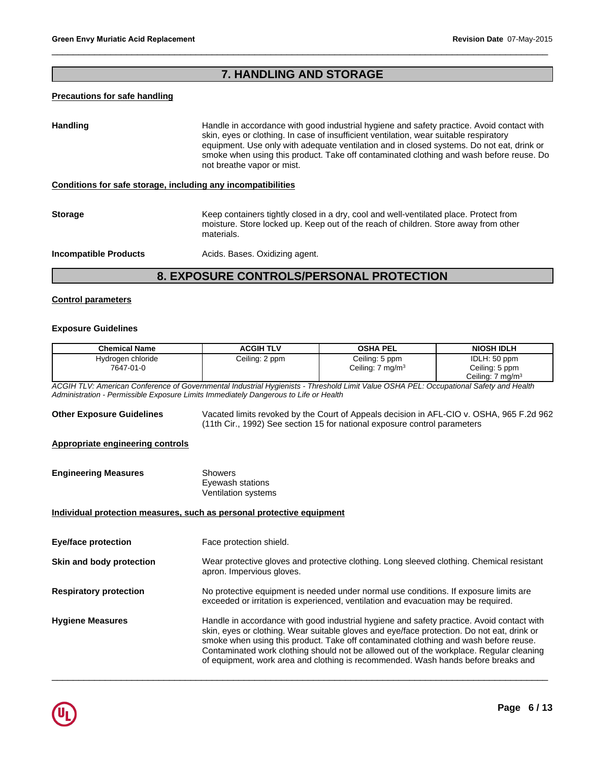## 7. HANDLING AND STORAGE

### Precautions for safe handling

**Handling** Handle in accordance with good industrial hygiene and safety practice. Avoid contact with skin, eyes or clothing. In case of insufficient ventilation, wear suitable respiratory equipment. Use only with adequate ventilation and in closed systems. Do not eat, drink or smoke when using this product. Take off contaminated clothing and wash before reuse. Do not breathe vapor or mist.

### Conditions for safe storage, including any incompatibilities

**Storage** Keep containers tightly closed in a dry, cool and well-ventilated place. Protect from moisture. Store locked up. Keep out of the reach of children. Store away from other materials.

**Incompatible Products** Acids. Bases. Oxidizing agent.

## 8. EXPOSURE CONTROLS/PERSONAL PROTECTION

### Control parameters

**Exposure Guidelines**

| Chemical Name | ACGIH TLV | OSHA PEL | NIOSH IDLH |
|---|---|---|---|
| Hydrogen chloride 7647-01-0 | Ceiling: 2 ppm | Ceiling: 5 ppm Ceiling: 7 mg/m$^3$ | IDLH: 50 ppm Ceiling: 5 ppm Ceiling: 7 mg/m$^3$ |

*ACGIH TLV: American Conference of Governmental Industrial Hygienists - Threshold Limit Value OSHA PEL: Occupational Safety and Health Administration - Permissible Exposure Limits Immediately Dangerous to Life or Health*

**Other Exposure Guidelines** Vacated limits revoked by the Court of Appeals decision in AFL-CIO v. OSHA, 965 F.2d 962 (11th Cir., 1992) See section 15 for national exposure control parameters

### Appropriate engineering controls

**Engineering Measures** Showers
Eyewash stations
Ventilation systems

### Individual protection measures, such as personal protective equipment

**Eye/face protection** Face protection shield.

**Skin and body protection** Wear protective gloves and protective clothing. Long sleeved clothing. Chemical resistant apron. Impervious gloves.

**Respiratory protection** No protective equipment is needed under normal use conditions. If exposure limits are exceeded or irritation is experienced, ventilation and evacuation may be required.

**Hygiene Measures** Handle in accordance with good industrial hygiene and safety practice. Avoid contact with skin, eyes or clothing. Wear suitable gloves and eye/face protection. Do not eat, drink or smoke when using this product. Take off contaminated clothing and wash before reuse. Contaminated work clothing should not be allowed out of the workplace. Regular cleaning of equipment, work area and clothing is recommended. Wash hands before breaks and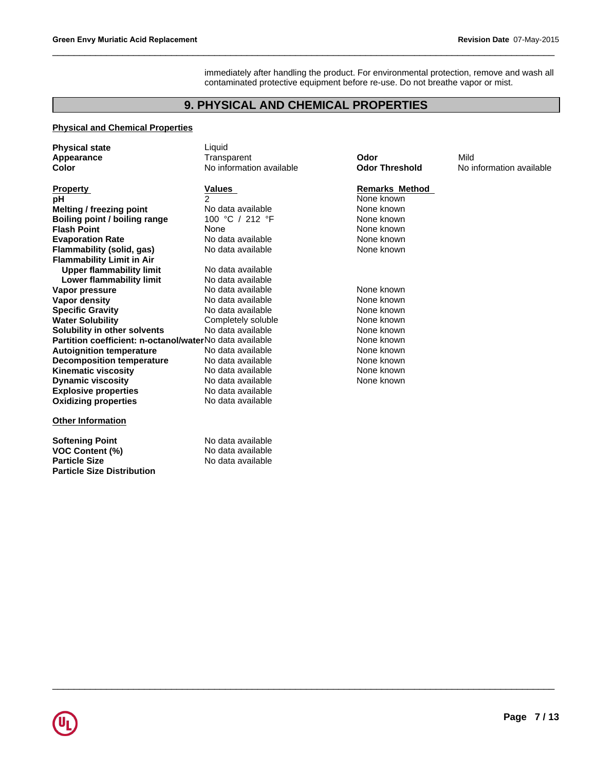immediately after handling the product. For environmental protection, remove and wash all contaminated protective equipment before re-use. Do not breathe vapor or mist.

## 9. PHYSICAL AND CHEMICAL PROPERTIES

**Physical and Chemical Properties**

| | | | |
|---|---|---|---|
| **Physical state** | Liquid | | |
| **Appearance** | Transparent | **Odor** | Mild |
| **Color** | No information available | **Odor Threshold** | No information available |

| Property | Values | Remarks Method |
|---|---|---|
| **pH** | 2 | None known |
| **Melting / freezing point** | No data available | None known |
| **Boiling point / boiling range** | 100 °C / 212 °F | None known |
| **Flash Point** | None | None known |
| **Evaporation Rate** | No data available | None known |
| **Flammability (solid, gas)** | No data available | None known |
| **Flammability Limit in Air** | | |
| **Upper flammability limit** | No data available | |
| **Lower flammability limit** | No data available | |
| **Vapor pressure** | No data available | None known |
| **Vapor density** | No data available | None known |
| **Specific Gravity** | No data available | None known |
| **Water Solubility** | Completely soluble | None known |
| **Solubility in other solvents** | No data available | None known |
| **Partition coefficient: n-octanol/water** | No data available | None known |
| **Autoignition temperature** | No data available | None known |
| **Decomposition temperature** | No data available | None known |
| **Kinematic viscosity** | No data available | None known |
| **Dynamic viscosity** | No data available | None known |
| **Explosive properties** | No data available | |
| **Oxidizing properties** | No data available | |

**Other Information**

| | |
|---|---|
| **Softening Point** | No data available |
| **VOC Content (%)** | No data available |
| **Particle Size** | No data available |
| **Particle Size Distribution** | |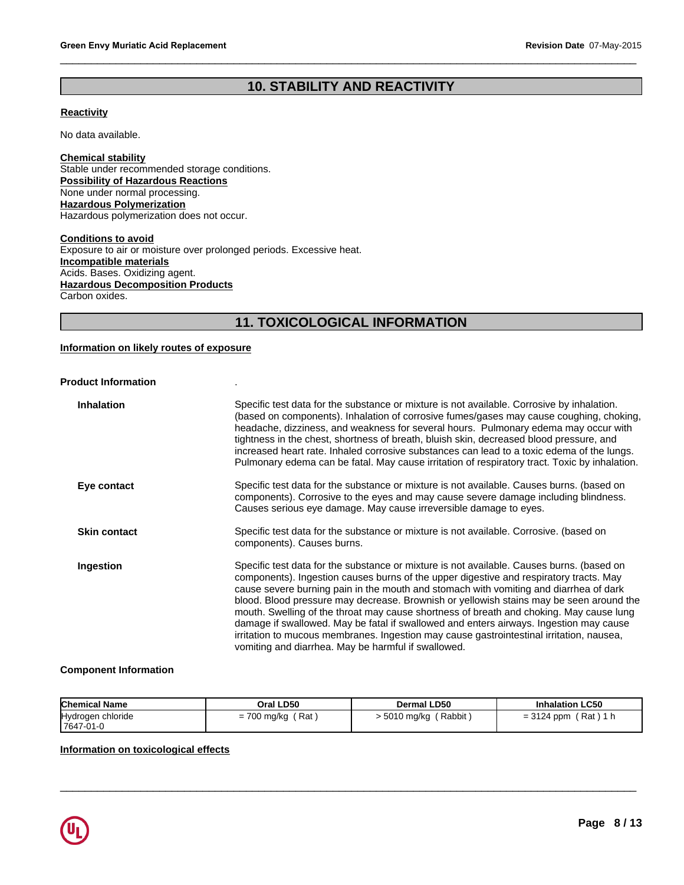## 10. STABILITY AND REACTIVITY

**Reactivity**

No data available.

**Chemical stability**
Stable under recommended storage conditions.
**Possibility of Hazardous Reactions**
None under normal processing.
**Hazardous Polymerization**
Hazardous polymerization does not occur.

**Conditions to avoid**
Exposure to air or moisture over prolonged periods. Excessive heat.
**Incompatible materials**
Acids. Bases. Oxidizing agent.
**Hazardous Decomposition Products**
Carbon oxides.

## 11. TOXICOLOGICAL INFORMATION

**Information on likely routes of exposure**

**Product Information** .

**Inhalation**
Specific test data for the substance or mixture is not available. Corrosive by inhalation. (based on components). Inhalation of corrosive fumes/gases may cause coughing, choking, headache, dizziness, and weakness for several hours. Pulmonary edema may occur with tightness in the chest, shortness of breath, bluish skin, decreased blood pressure, and increased heart rate. Inhaled corrosive substances can lead to a toxic edema of the lungs. Pulmonary edema can be fatal. May cause irritation of respiratory tract. Toxic by inhalation.

**Eye contact**
Specific test data for the substance or mixture is not available. Causes burns. (based on components). Corrosive to the eyes and may cause severe damage including blindness. Causes serious eye damage. May cause irreversible damage to eyes.

**Skin contact**
Specific test data for the substance or mixture is not available. Corrosive. (based on components). Causes burns.

**Ingestion**
Specific test data for the substance or mixture is not available. Causes burns. (based on components). Ingestion causes burns of the upper digestive and respiratory tracts. May cause severe burning pain in the mouth and stomach with vomiting and diarrhea of dark blood. Blood pressure may decrease. Brownish or yellowish stains may be seen around the mouth. Swelling of the throat may cause shortness of breath and choking. May cause lung damage if swallowed. May be fatal if swallowed and enters airways. Ingestion may cause irritation to mucous membranes. Ingestion may cause gastrointestinal irritation, nausea, vomiting and diarrhea. May be harmful if swallowed.

**Component Information**

| Chemical Name | Oral LD50 | Dermal LD50 | Inhalation LC50 |
|---|---|---|---|
| Hydrogen chloride 7647-01-0 | = 700 mg/kg ( Rat ) | > 5010 mg/kg ( Rabbit ) | = 3124 ppm ( Rat ) 1 h |

**Information on toxicological effects**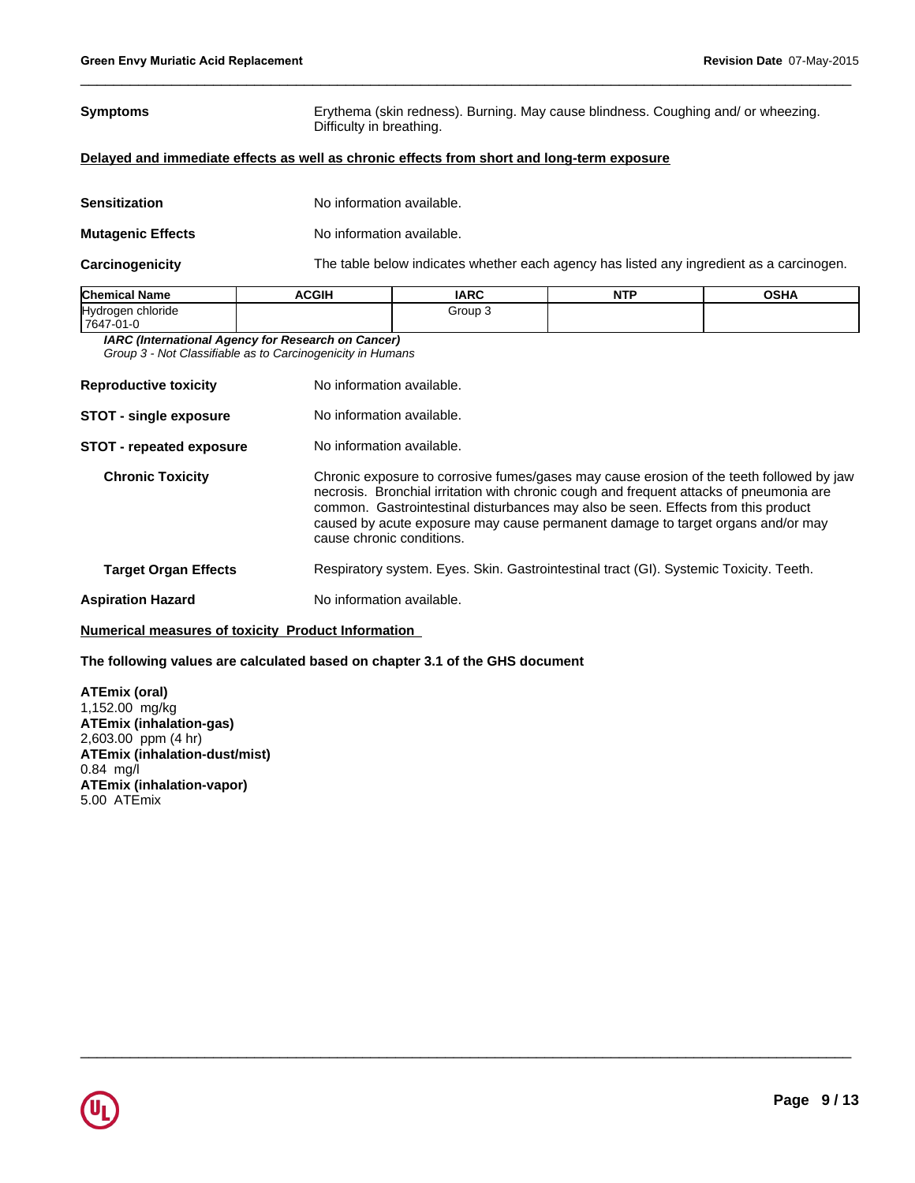**Symptoms** Erythema (skin redness). Burning. May cause blindness. Coughing and/ or wheezing. Difficulty in breathing.

**Delayed and immediate effects as well as chronic effects from short and long-term exposure**

**Sensitization** No information available.

**Mutagenic Effects** No information available.

**Carcinogenicity** The table below indicates whether each agency has listed any ingredient as a carcinogen.

| Chemical Name | ACGIH | IARC | NTP | OSHA |
|---|---|---|---|---|
| Hydrogen chloride 7647-01-0 | | Group 3 | | |

***IARC (International Agency for Research on Cancer)***
*Group 3 - Not Classifiable as to Carcinogenicity in Humans*

**Reproductive toxicity** No information available.

**STOT - single exposure** No information available.

**STOT - repeated exposure** No information available.

**Chronic Toxicity** Chronic exposure to corrosive fumes/gases may cause erosion of the teeth followed by jaw necrosis. Bronchial irritation with chronic cough and frequent attacks of pneumonia are common. Gastrointestinal disturbances may also be seen. Effects from this product caused by acute exposure may cause permanent damage to target organs and/or may cause chronic conditions.

**Target Organ Effects** Respiratory system. Eyes. Skin. Gastrointestinal tract (GI). Systemic Toxicity. Teeth.

**Aspiration Hazard** No information available.

**Numerical measures of toxicity Product Information**

**The following values are calculated based on chapter 3.1 of the GHS document**

**ATEmix (oral)**
1,152.00 mg/kg
**ATEmix (inhalation-gas)**
2,603.00 ppm (4 hr)
**ATEmix (inhalation-dust/mist)**
0.84 mg/l
**ATEmix (inhalation-vapor)**
5.00 ATEmix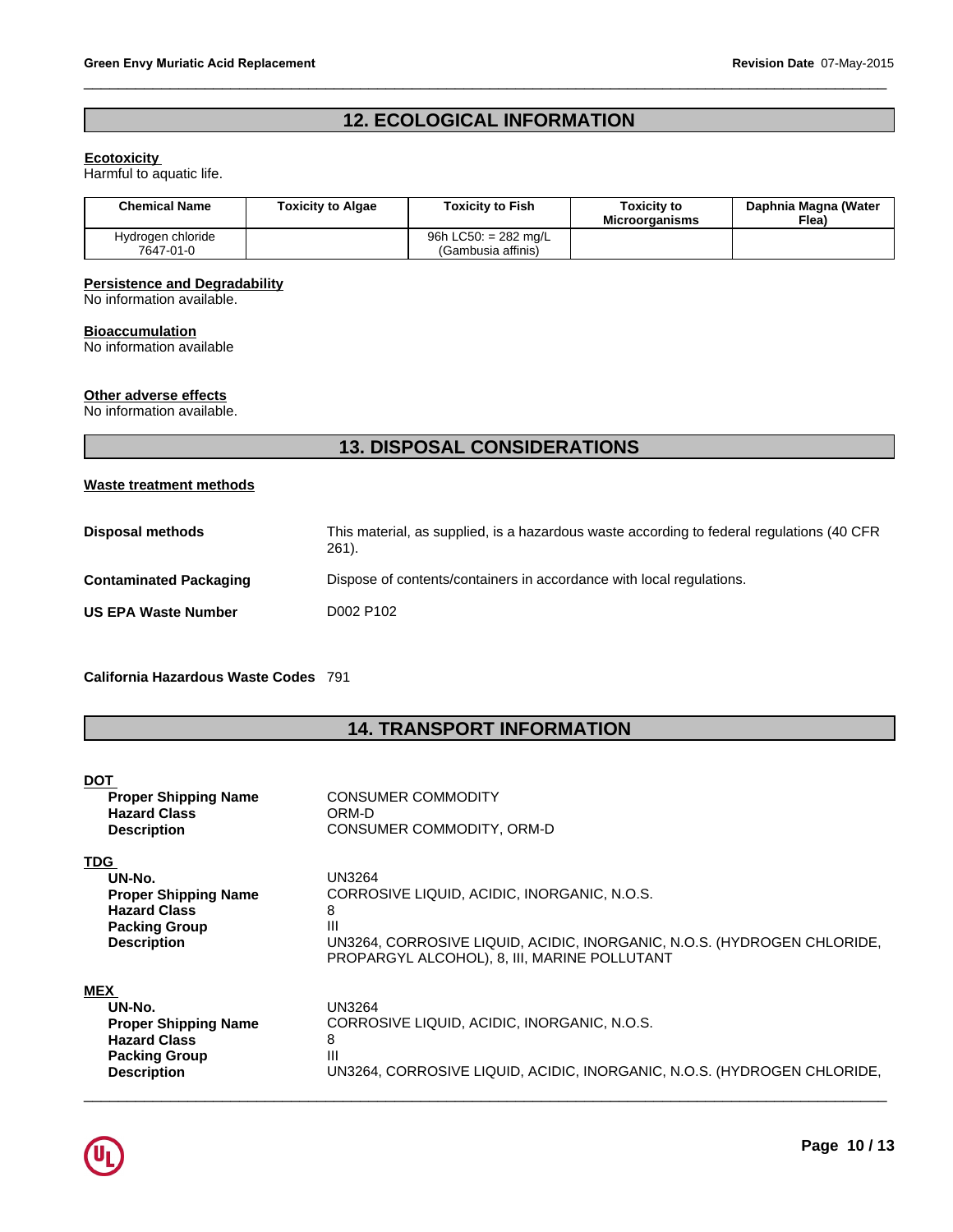## 12. ECOLOGICAL INFORMATION

**Ecotoxicity**
Harmful to aquatic life.

| Chemical Name | Toxicity to Algae | Toxicity to Fish | Toxicity to Microorganisms | Daphnia Magna (Water Flea) |
|---|---|---|---|---|
| Hydrogen chloride 7647-01-0 | | 96h LC50: = 282 mg/L (Gambusia affinis) | | |

**Persistence and Degradability**
No information available.

**Bioaccumulation**
No information available

**Other adverse effects**
No information available.

## 13. DISPOSAL CONSIDERATIONS

**Waste treatment methods**

**Disposal methods** This material, as supplied, is a hazardous waste according to federal regulations (40 CFR 261).

**Contaminated Packaging** Dispose of contents/containers in accordance with local regulations.

**US EPA Waste Number** D002 P102

**California Hazardous Waste Codes** 791

## 14. TRANSPORT INFORMATION

**DOT**
- **Proper Shipping Name** CONSUMER COMMODITY
- **Hazard Class** ORM-D
- **Description** CONSUMER COMMODITY, ORM-D

**TDG**
- **UN-No.** UN3264
- **Proper Shipping Name** CORROSIVE LIQUID, ACIDIC, INORGANIC, N.O.S.
- **Hazard Class** 8
- **Packing Group** III
- **Description** UN3264, CORROSIVE LIQUID, ACIDIC, INORGANIC, N.O.S. (HYDROGEN CHLORIDE, PROPARGYL ALCOHOL), 8, III, MARINE POLLUTANT

**MEX**
- **UN-No.** UN3264
- **Proper Shipping Name** CORROSIVE LIQUID, ACIDIC, INORGANIC, N.O.S.
- **Hazard Class** 8
- **Packing Group** III
- **Description** UN3264, CORROSIVE LIQUID, ACIDIC, INORGANIC, N.O.S. (HYDROGEN CHLORIDE,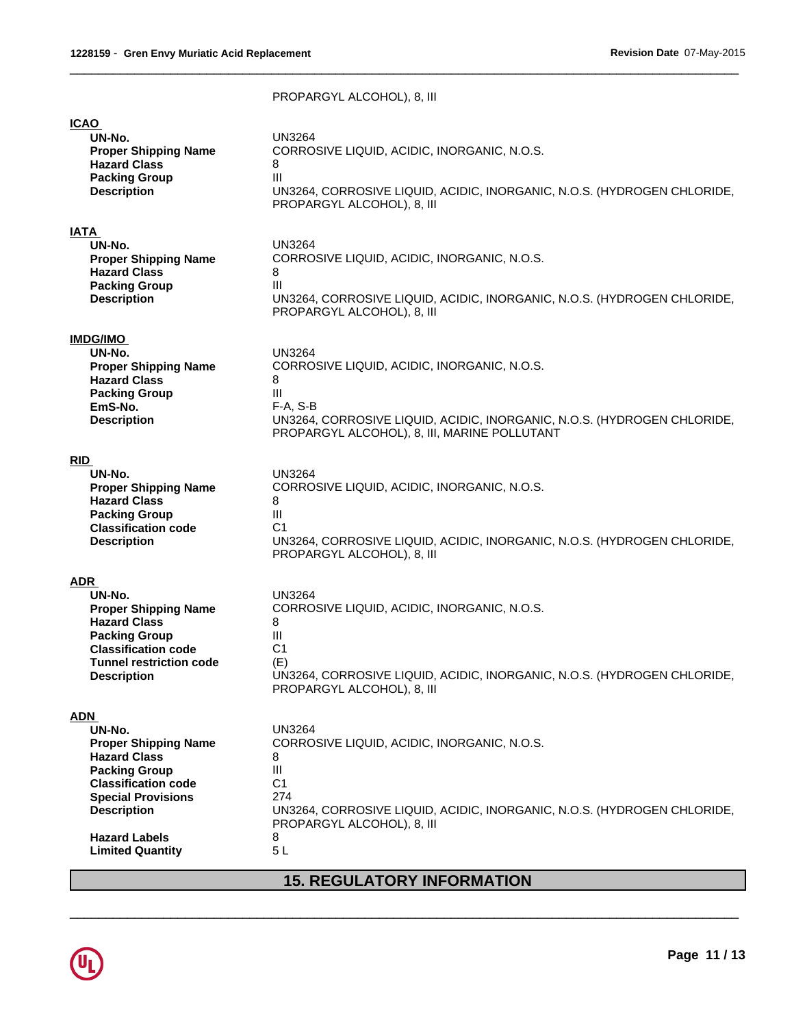PROPARGYL ALCOHOL), 8, III

**ICAO**

| | |
|---|---|
| **UN-No.** | UN3264 |
| **Proper Shipping Name** | CORROSIVE LIQUID, ACIDIC, INORGANIC, N.O.S. |
| **Hazard Class** | 8 |
| **Packing Group** | III |
| **Description** | UN3264, CORROSIVE LIQUID, ACIDIC, INORGANIC, N.O.S. (HYDROGEN CHLORIDE, PROPARGYL ALCOHOL), 8, III |

**IATA**

| | |
|---|---|
| **UN-No.** | UN3264 |
| **Proper Shipping Name** | CORROSIVE LIQUID, ACIDIC, INORGANIC, N.O.S. |
| **Hazard Class** | 8 |
| **Packing Group** | III |
| **Description** | UN3264, CORROSIVE LIQUID, ACIDIC, INORGANIC, N.O.S. (HYDROGEN CHLORIDE, PROPARGYL ALCOHOL), 8, III |

**IMDG/IMO**

| | |
|---|---|
| **UN-No.** | UN3264 |
| **Proper Shipping Name** | CORROSIVE LIQUID, ACIDIC, INORGANIC, N.O.S. |
| **Hazard Class** | 8 |
| **Packing Group** | III |
| **EmS-No.** | F-A, S-B |
| **Description** | UN3264, CORROSIVE LIQUID, ACIDIC, INORGANIC, N.O.S. (HYDROGEN CHLORIDE, PROPARGYL ALCOHOL), 8, III, MARINE POLLUTANT |

**RID**

| | |
|---|---|
| **UN-No.** | UN3264 |
| **Proper Shipping Name** | CORROSIVE LIQUID, ACIDIC, INORGANIC, N.O.S. |
| **Hazard Class** | 8 |
| **Packing Group** | III |
| **Classification code** | C1 |
| **Description** | UN3264, CORROSIVE LIQUID, ACIDIC, INORGANIC, N.O.S. (HYDROGEN CHLORIDE, PROPARGYL ALCOHOL), 8, III |

**ADR**

| | |
|---|---|
| **UN-No.** | UN3264 |
| **Proper Shipping Name** | CORROSIVE LIQUID, ACIDIC, INORGANIC, N.O.S. |
| **Hazard Class** | 8 |
| **Packing Group** | III |
| **Classification code** | C1 |
| **Tunnel restriction code** | (E) |
| **Description** | UN3264, CORROSIVE LIQUID, ACIDIC, INORGANIC, N.O.S. (HYDROGEN CHLORIDE, PROPARGYL ALCOHOL), 8, III |

**ADN**

| | |
|---|---|
| **UN-No.** | UN3264 |
| **Proper Shipping Name** | CORROSIVE LIQUID, ACIDIC, INORGANIC, N.O.S. |
| **Hazard Class** | 8 |
| **Packing Group** | III |
| **Classification code** | C1 |
| **Special Provisions** | 274 |
| **Description** | UN3264, CORROSIVE LIQUID, ACIDIC, INORGANIC, N.O.S. (HYDROGEN CHLORIDE, PROPARGYL ALCOHOL), 8, III |
| **Hazard Labels** | 8 |
| **Limited Quantity** | 5 L |

## 15. REGULATORY INFORMATION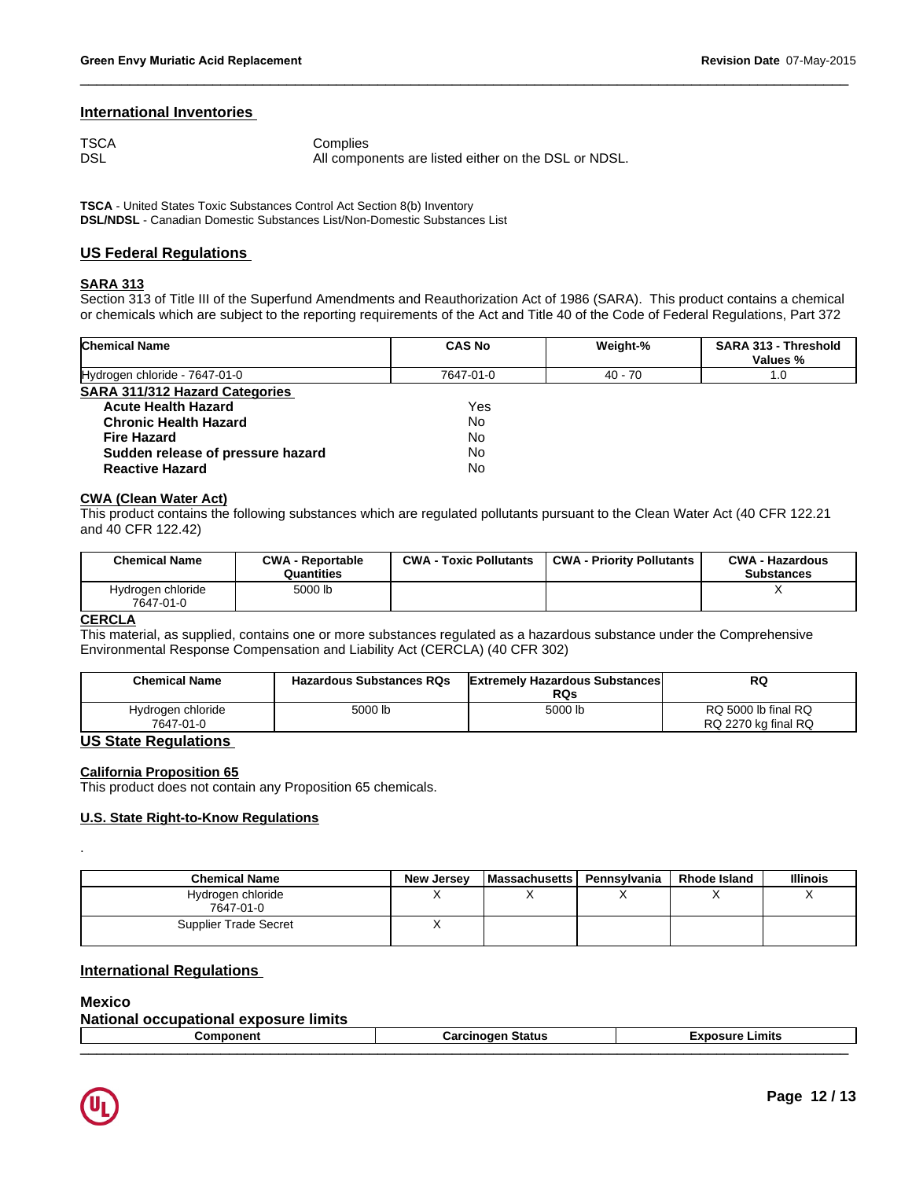## International Inventories

| | |
|---|---|
| TSCA | Complies |
| DSL | All components are listed either on the DSL or NDSL. |

**TSCA** - United States Toxic Substances Control Act Section 8(b) Inventory
**DSL/NDSL** - Canadian Domestic Substances List/Non-Domestic Substances List

## US Federal Regulations

### SARA 313

Section 313 of Title III of the Superfund Amendments and Reauthorization Act of 1986 (SARA). This product contains a chemical or chemicals which are subject to the reporting requirements of the Act and Title 40 of the Code of Federal Regulations, Part 372

| Chemical Name | CAS No | Weight-% | SARA 313 - Threshold Values % |
|---|---|---|---|
| Hydrogen chloride - 7647-01-0 | 7647-01-0 | 40 - 70 | 1.0 |

### SARA 311/312 Hazard Categories

| | |
|---|---|
| **Acute Health Hazard** | Yes |
| **Chronic Health Hazard** | No |
| **Fire Hazard** | No |
| **Sudden release of pressure hazard** | No |
| **Reactive Hazard** | No |

### CWA (Clean Water Act)

This product contains the following substances which are regulated pollutants pursuant to the Clean Water Act (40 CFR 122.21 and 40 CFR 122.42)

| Chemical Name | CWA - Reportable Quantities | CWA - Toxic Pollutants | CWA - Priority Pollutants | CWA - Hazardous Substances |
|---|---|---|---|---|
| Hydrogen chloride 7647-01-0 | 5000 lb | | | X |

### CERCLA

This material, as supplied, contains one or more substances regulated as a hazardous substance under the Comprehensive Environmental Response Compensation and Liability Act (CERCLA) (40 CFR 302)

| Chemical Name | Hazardous Substances RQs | Extremely Hazardous Substances RQs | RQ |
|---|---|---|---|
| Hydrogen chloride 7647-01-0 | 5000 lb | 5000 lb | RQ 5000 lb final RQ RQ 2270 kg final RQ |

## US State Regulations

### California Proposition 65

This product does not contain any Proposition 65 chemicals.

### U.S. State Right-to-Know Regulations

.

| Chemical Name | New Jersey | Massachusetts | Pennsylvania | Rhode Island | Illinois |
|---|---|---|---|---|---|
| Hydrogen chloride 7647-01-0 | X | X | X | X | X |
| Supplier Trade Secret | X | | | | |

## International Regulations

### Mexico

### National occupational exposure limits

| Component | Carcinogen Status | Exposure Limits |
|---|---|---|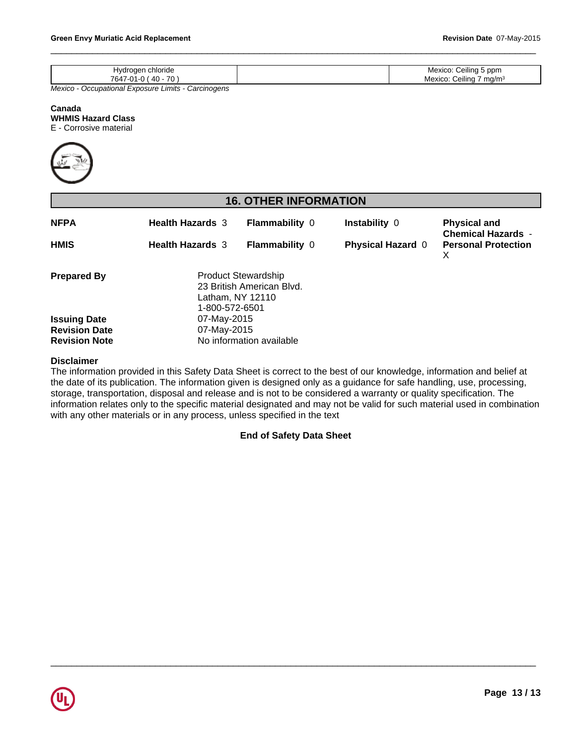| Hydrogen chloride 7647-01-0 ( 40 - 70 ) | | Mexico: Ceiling 5 ppm Mexico: Ceiling 7 mg/m³ |
|---|---|---|

*Mexico - Occupational Exposure Limits - Carcinogens*

**Canada**
**WHMIS Hazard Class**
E - Corrosive material

## 16. OTHER INFORMATION

| | | | | |
|---|---|---|---|---|
| **NFPA** | **Health Hazards** 3 | **Flammability** 0 | **Instability** 0 | **Physical and Chemical Hazards** - |
| **HMIS** | **Health Hazards** 3 | **Flammability** 0 | **Physical Hazard** 0 | **Personal Protection** X |

**Prepared By**
Product Stewardship
23 British American Blvd.
Latham, NY 12110
1-800-572-6501

**Issuing Date** 07-May-2015
**Revision Date** 07-May-2015
**Revision Note** No information available

**Disclaimer**
The information provided in this Safety Data Sheet is correct to the best of our knowledge, information and belief at the date of its publication. The information given is designed only as a guidance for safe handling, use, processing, storage, transportation, disposal and release and is not to be considered a warranty or quality specification. The information relates only to the specific material designated and may not be valid for such material used in combination with any other materials or in any process, unless specified in the text

**End of Safety Data Sheet**